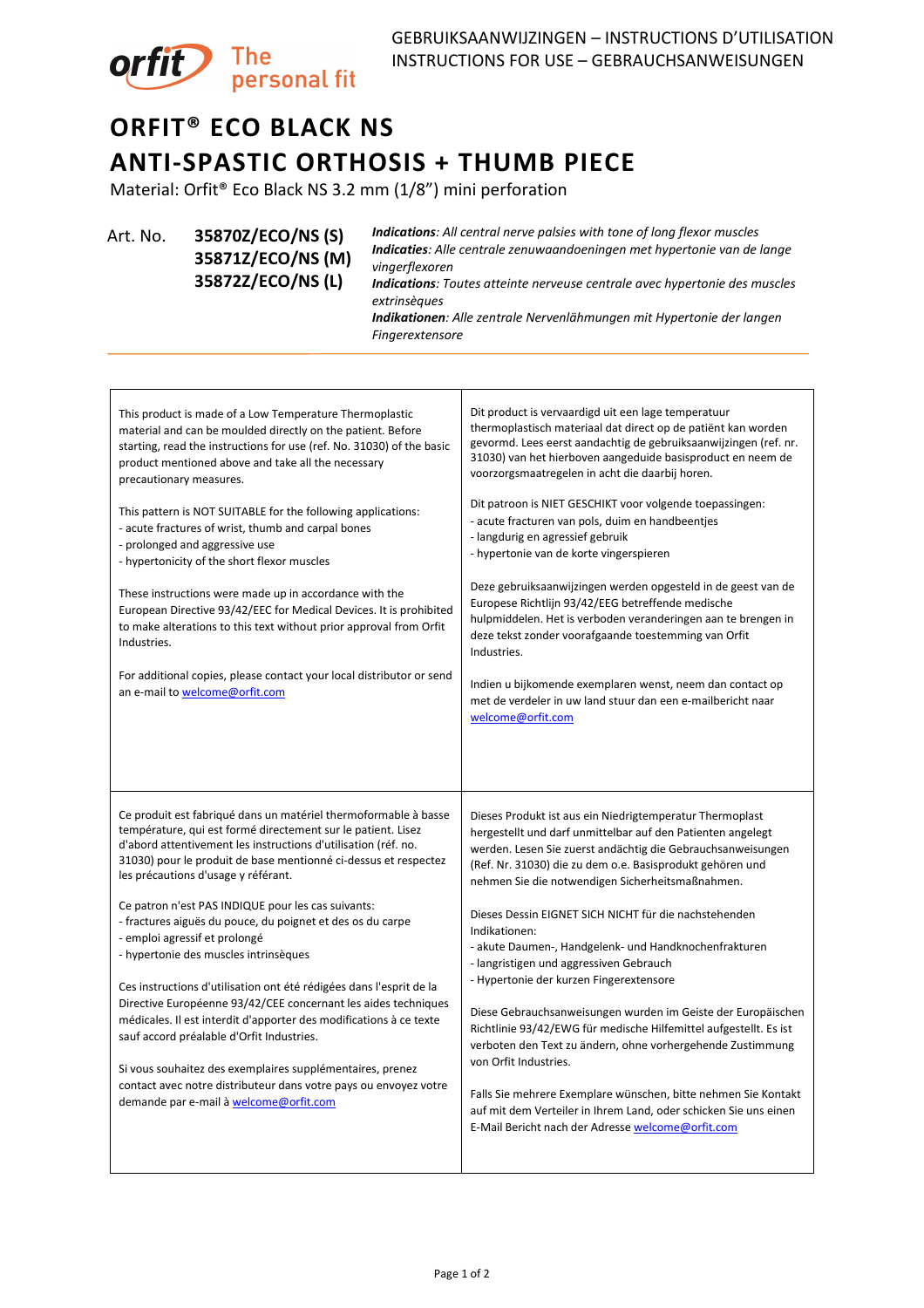orfit The personal fit

GEBRUIKSAANWIJZINGEN – INSTRUCTIONS D'UTILISATION
INSTRUCTIONS FOR USE – GEBRAUCHSANWEISUNGEN

# ORFIT® ECO BLACK NS
# ANTI-SPASTIC ORTHOSIS + THUMB PIECE

Material: Orfit® Eco Black NS 3.2 mm (1/8") mini perforation

Art. No. **35870Z/ECO/NS (S)**
**35871Z/ECO/NS (M)**
**35872Z/ECO/NS (L)**

***Indications****: All central nerve palsies with tone of long flexor muscles*
***Indicaties****: Alle centrale zenuwaandoeningen met hypertonie van de lange vingerflexoren*
***Indications****: Toutes atteinte nerveuse centrale avec hypertonie des muscles extrinsèques*
***Indikationen****: Alle zentrale Nervenlähmungen mit Hypertonie der langen Fingerextensore*

---

This product is made of a Low Temperature Thermoplastic material and can be moulded directly on the patient. Before starting, read the instructions for use (ref. No. 31030) of the basic product mentioned above and take all the necessary precautionary measures.

This pattern is NOT SUITABLE for the following applications:
- acute fractures of wrist, thumb and carpal bones
- prolonged and aggressive use
- hypertonicity of the short flexor muscles

These instructions were made up in accordance with the European Directive 93/42/EEC for Medical Devices. It is prohibited to make alterations to this text without prior approval from Orfit Industries.

For additional copies, please contact your local distributor or send an e-mail to welcome@orfit.com

Dit product is vervaardigd uit een lage temperatuur thermoplastisch materiaal dat direct op de patiënt kan worden gevormd. Lees eerst aandachtig de gebruiksaanwijzingen (ref. nr. 31030) van het hierboven aangeduide basisproduct en neem de voorzorgsmaatregelen in acht die daarbij horen.

Dit patroon is NIET GESCHIKT voor volgende toepassingen:
- acute fracturen van pols, duim en handbeentjes
- langdurig en agressief gebruik
- hypertonie van de korte vingerspieren

Deze gebruiksaanwijzingen werden opgesteld in de geest van de Europese Richtlijn 93/42/EEG betreffende medische hulpmiddelen. Het is verboden veranderingen aan te brengen in deze tekst zonder voorafgaande toestemming van Orfit Industries.

Indien u bijkomende exemplaren wenst, neem dan contact op met de verdeler in uw land stuur dan een e-mailbericht naar welcome@orfit.com

Ce produit est fabriqué dans un matériel thermoformable à basse température, qui est formé directement sur le patient. Lisez d'abord attentivement les instructions d'utilisation (réf. no. 31030) pour le produit de base mentionné ci-dessus et respectez les précautions d'usage y référant.

Ce patron n'est PAS INDIQUE pour les cas suivants:
- fractures aiguës du pouce, du poignet et des os du carpe
- emploi agressif et prolongé
- hypertonie des muscles intrinsèques

Ces instructions d'utilisation ont été rédigées dans l'esprit de la Directive Européenne 93/42/CEE concernant les aides techniques médicales. Il est interdit d'apporter des modifications à ce texte sauf accord préalable d'Orfit Industries.

Si vous souhaitez des exemplaires supplémentaires, prenez contact avec notre distributeur dans votre pays ou envoyez votre demande par e-mail à welcome@orfit.com

Dieses Produkt ist aus ein Niedrigtemperatur Thermoplast hergestellt und darf unmittelbar auf den Patienten angelegt werden. Lesen Sie zuerst andächtig die Gebrauchsanweisungen (Ref. Nr. 31030) die zu dem o.e. Basisprodukt gehören und nehmen Sie die notwendigen Sicherheitsmaßnahmen.

Dieses Dessin EIGNET SICH NICHT für die nachstehenden Indikationen:
- akute Daumen-, Handgelenk- und Handknochenfrakturen
- langristigen und aggressiven Gebrauch
- Hypertonie der kurzen Fingerextensore

Diese Gebrauchsanweisungen wurden im Geiste der Europäischen Richtlinie 93/42/EWG für medische Hilfemittel aufgestellt. Es ist verboten den Text zu ändern, ohne vorhergehende Zustimmung von Orfit Industries.

Falls Sie mehrere Exemplare wünschen, bitte nehmen Sie Kontakt auf mit dem Verteiler in Ihrem Land, oder schicken Sie uns einen E-Mail Bericht nach der Adresse welcome@orfit.com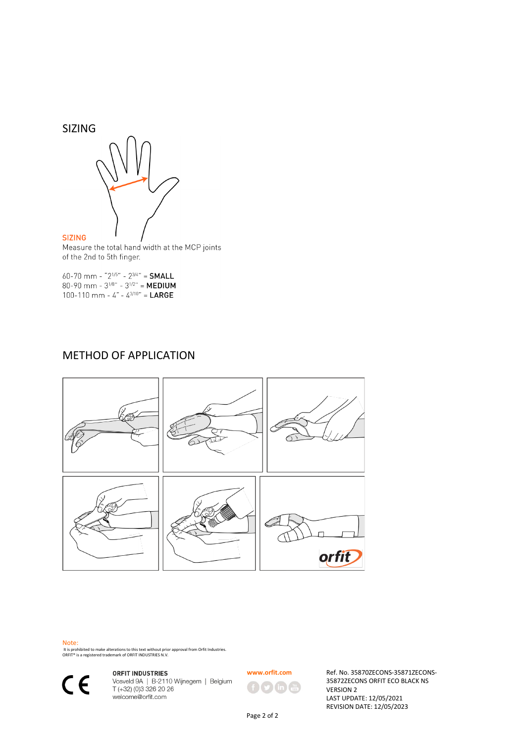## SIZING

SIZING

Measure the total hand width at the MCP joints of the 2nd to 5th finger.

60-70 mm - "2$^{1/5}$" - 2$^{3/4}$" = **SMALL**
80-90 mm - 3$^{1/8}$" - 3$^{1/2}$" = **MEDIUM**
100-110 mm - 4" - 4$^{3/10}$" = **LARGE**

## METHOD OF APPLICATION

orfit

Note:
It is prohibited to make alterations to this text without prior approval from Orfit Industries.
ORFIT® is a registered trademark of ORFIT INDUSTRIES N.V.

CE

**ORFIT INDUSTRIES**
Vosveld 9A | B-2110 Wijnegem | Belgium
T (+32) (0)3 326 20 26
welcome@orfit.com

www.orfit.com

Ref. No. 35870ZECONS-35871ZECONS-35872ZECONS ORFIT ECO BLACK NS
VERSION 2
LAST UPDATE: 12/05/2021
REVISION DATE: 12/05/2023